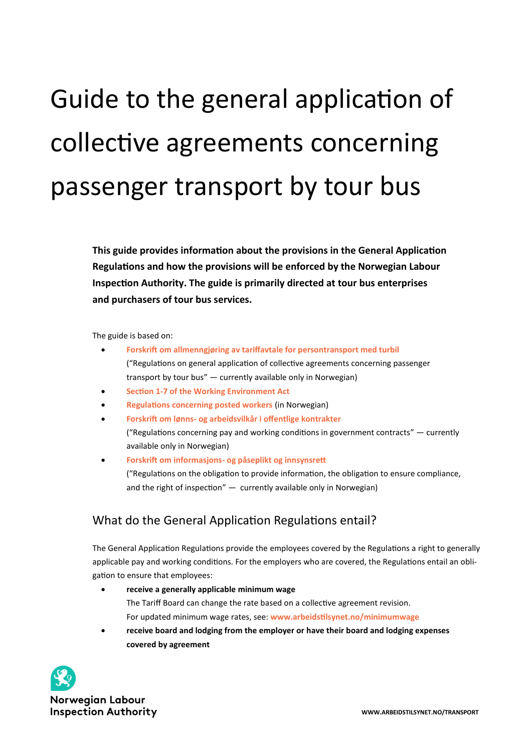# Guide to the general application of collective agreements concerning passenger transport by tour bus

**This guide provides information about the provisions in the General Application Regulations and how the provisions will be enforced by the Norwegian Labour Inspection Authority. The guide is primarily directed at tour bus enterprises and purchasers of tour bus services.**

The guide is based on:

- **Forskrift om allmenngjøring av tariffavtale for persontransport med turbil**
  ("Regulations on general application of collective agreements concerning passenger transport by tour bus" — currently available only in Norwegian)
- **Section 1-7 of the Working Environment Act**
- **Regulations concerning posted workers** (in Norwegian)
- **Forskrift om lønns- og arbeidsvilkår i offentlige kontrakter**
  ("Regulations concerning pay and working conditions in government contracts" — currently available only in Norwegian)
- **Forskrift om informasjons- og påseplikt og innsynsrett**
  ("Regulations on the obligation to provide information, the obligation to ensure compliance, and the right of inspection" — currently available only in Norwegian)

## What do the General Application Regulations entail?

The General Application Regulations provide the employees covered by the Regulations a right to generally applicable pay and working conditions. For the employers who are covered, the Regulations entail an obligation to ensure that employees:

- **receive a generally applicable minimum wage**
  The Tariff Board can change the rate based on a collective agreement revision.
  For updated minimum wage rates, see: **www.arbeidstilsynet.no/minimumwage**
- **receive board and lodging from the employer or have their board and lodging expenses covered by agreement**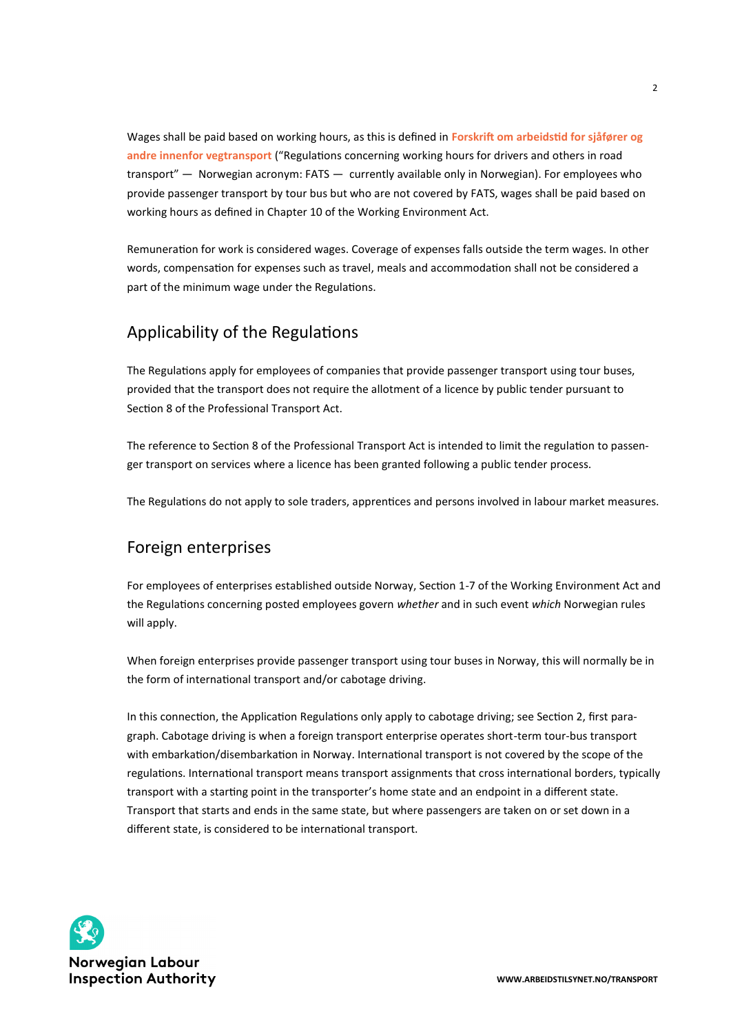Wages shall be paid based on working hours, as this is defined in **Forskrift om arbeidstid for sjåfører og andre innenfor vegtransport** ("Regulations concerning working hours for drivers and others in road transport" — Norwegian acronym: FATS — currently available only in Norwegian). For employees who provide passenger transport by tour bus but who are not covered by FATS, wages shall be paid based on working hours as defined in Chapter 10 of the Working Environment Act.

Remuneration for work is considered wages. Coverage of expenses falls outside the term wages. In other words, compensation for expenses such as travel, meals and accommodation shall not be considered a part of the minimum wage under the Regulations.

## Applicability of the Regulations

The Regulations apply for employees of companies that provide passenger transport using tour buses, provided that the transport does not require the allotment of a licence by public tender pursuant to Section 8 of the Professional Transport Act.

The reference to Section 8 of the Professional Transport Act is intended to limit the regulation to passenger transport on services where a licence has been granted following a public tender process.

The Regulations do not apply to sole traders, apprentices and persons involved in labour market measures.

## Foreign enterprises

For employees of enterprises established outside Norway, Section 1-7 of the Working Environment Act and the Regulations concerning posted employees govern *whether* and in such event *which* Norwegian rules will apply.

When foreign enterprises provide passenger transport using tour buses in Norway, this will normally be in the form of international transport and/or cabotage driving.

In this connection, the Application Regulations only apply to cabotage driving; see Section 2, first paragraph. Cabotage driving is when a foreign transport enterprise operates short-term tour-bus transport with embarkation/disembarkation in Norway. International transport is not covered by the scope of the regulations. International transport means transport assignments that cross international borders, typically transport with a starting point in the transporter's home state and an endpoint in a different state. Transport that starts and ends in the same state, but where passengers are taken on or set down in a different state, is considered to be international transport.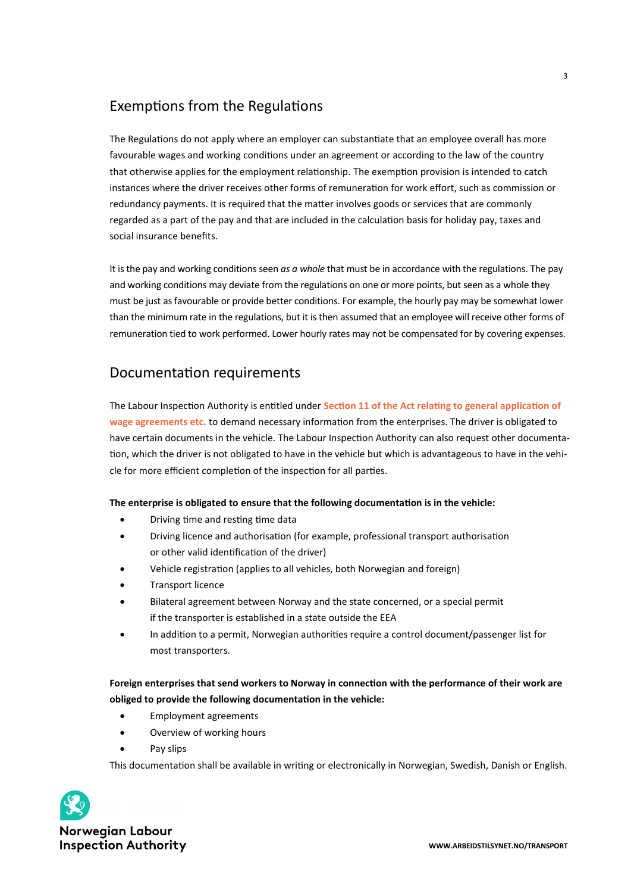## Exemptions from the Regulations

The Regulations do not apply where an employer can substantiate that an employee overall has more favourable wages and working conditions under an agreement or according to the law of the country that otherwise applies for the employment relationship. The exemption provision is intended to catch instances where the driver receives other forms of remuneration for work effort, such as commission or redundancy payments. It is required that the matter involves goods or services that are commonly regarded as a part of the pay and that are included in the calculation basis for holiday pay, taxes and social insurance benefits.

It is the pay and working conditions seen *as a whole* that must be in accordance with the regulations. The pay and working conditions may deviate from the regulations on one or more points, but seen as a whole they must be just as favourable or provide better conditions. For example, the hourly pay may be somewhat lower than the minimum rate in the regulations, but it is then assumed that an employee will receive other forms of remuneration tied to work performed. Lower hourly rates may not be compensated for by covering expenses.

## Documentation requirements

The Labour Inspection Authority is entitled under Section 11 of the Act relating to general application of wage agreements etc. to demand necessary information from the enterprises. The driver is obligated to have certain documents in the vehicle. The Labour Inspection Authority can also request other documentation, which the driver is not obligated to have in the vehicle but which is advantageous to have in the vehicle for more efficient completion of the inspection for all parties.

**The enterprise is obligated to ensure that the following documentation is in the vehicle:**

- Driving time and resting time data
- Driving licence and authorisation (for example, professional transport authorisation or other valid identification of the driver)
- Vehicle registration (applies to all vehicles, both Norwegian and foreign)
- Transport licence
- Bilateral agreement between Norway and the state concerned, or a special permit if the transporter is established in a state outside the EEA
- In addition to a permit, Norwegian authorities require a control document/passenger list for most transporters.

**Foreign enterprises that send workers to Norway in connection with the performance of their work are obliged to provide the following documentation in the vehicle:**

- Employment agreements
- Overview of working hours
- Pay slips

This documentation shall be available in writing or electronically in Norwegian, Swedish, Danish or English.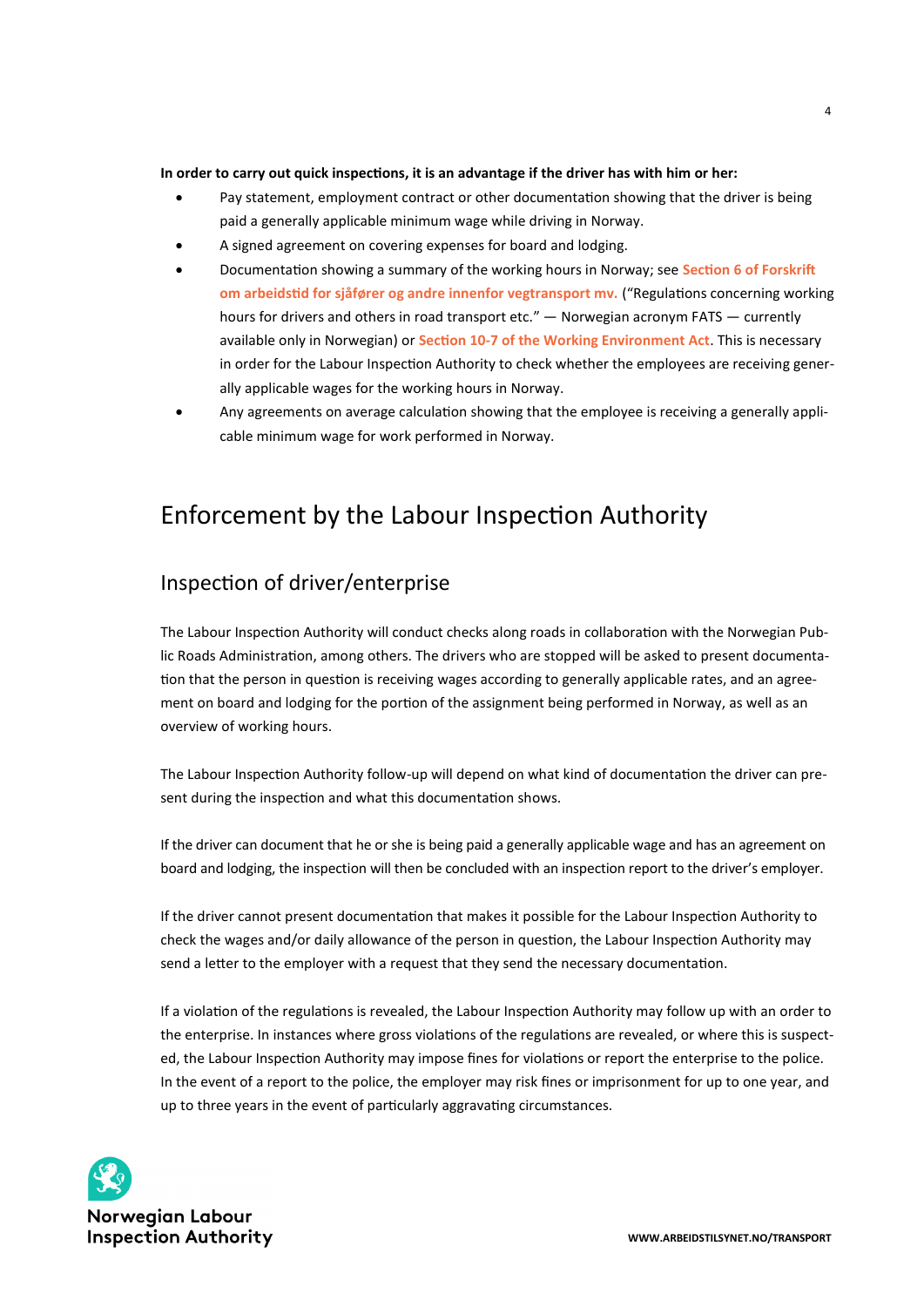**In order to carry out quick inspections, it is an advantage if the driver has with him or her:**

- Pay statement, employment contract or other documentation showing that the driver is being paid a generally applicable minimum wage while driving in Norway.
- A signed agreement on covering expenses for board and lodging.
- Documentation showing a summary of the working hours in Norway; see **Section 6 of Forskrift om arbeidstid for sjåfører og andre innenfor vegtransport mv.** ("Regulations concerning working hours for drivers and others in road transport etc." — Norwegian acronym FATS — currently available only in Norwegian) or **Section 10-7 of the Working Environment Act**. This is necessary in order for the Labour Inspection Authority to check whether the employees are receiving generally applicable wages for the working hours in Norway.
- Any agreements on average calculation showing that the employee is receiving a generally applicable minimum wage for work performed in Norway.

# Enforcement by the Labour Inspection Authority

## Inspection of driver/enterprise

The Labour Inspection Authority will conduct checks along roads in collaboration with the Norwegian Public Roads Administration, among others. The drivers who are stopped will be asked to present documentation that the person in question is receiving wages according to generally applicable rates, and an agreement on board and lodging for the portion of the assignment being performed in Norway, as well as an overview of working hours.

The Labour Inspection Authority follow-up will depend on what kind of documentation the driver can present during the inspection and what this documentation shows.

If the driver can document that he or she is being paid a generally applicable wage and has an agreement on board and lodging, the inspection will then be concluded with an inspection report to the driver's employer.

If the driver cannot present documentation that makes it possible for the Labour Inspection Authority to check the wages and/or daily allowance of the person in question, the Labour Inspection Authority may send a letter to the employer with a request that they send the necessary documentation.

If a violation of the regulations is revealed, the Labour Inspection Authority may follow up with an order to the enterprise. In instances where gross violations of the regulations are revealed, or where this is suspected, the Labour Inspection Authority may impose fines for violations or report the enterprise to the police. In the event of a report to the police, the employer may risk fines or imprisonment for up to one year, and up to three years in the event of particularly aggravating circumstances.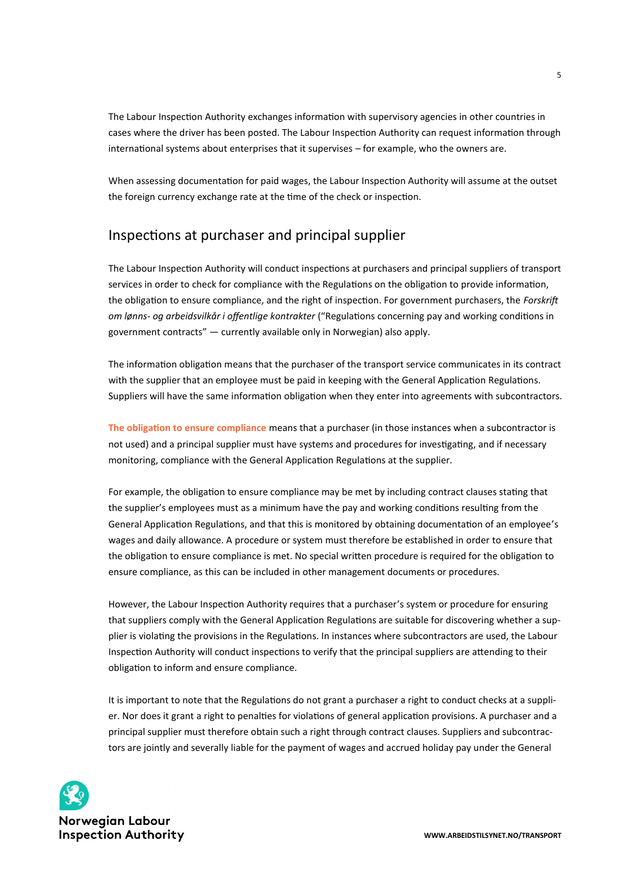The Labour Inspection Authority exchanges information with supervisory agencies in other countries in cases where the driver has been posted. The Labour Inspection Authority can request information through international systems about enterprises that it supervises – for example, who the owners are.

When assessing documentation for paid wages, the Labour Inspection Authority will assume at the outset the foreign currency exchange rate at the time of the check or inspection.

## Inspections at purchaser and principal supplier

The Labour Inspection Authority will conduct inspections at purchasers and principal suppliers of transport services in order to check for compliance with the Regulations on the obligation to provide information, the obligation to ensure compliance, and the right of inspection. For government purchasers, the *Forskrift om lønns- og arbeidsvilkår i offentlige kontrakter* ("Regulations concerning pay and working conditions in government contracts" — currently available only in Norwegian) also apply.

The information obligation means that the purchaser of the transport service communicates in its contract with the supplier that an employee must be paid in keeping with the General Application Regulations. Suppliers will have the same information obligation when they enter into agreements with subcontractors.

The obligation to ensure compliance means that a purchaser (in those instances when a subcontractor is not used) and a principal supplier must have systems and procedures for investigating, and if necessary monitoring, compliance with the General Application Regulations at the supplier.

For example, the obligation to ensure compliance may be met by including contract clauses stating that the supplier's employees must as a minimum have the pay and working conditions resulting from the General Application Regulations, and that this is monitored by obtaining documentation of an employee's wages and daily allowance. A procedure or system must therefore be established in order to ensure that the obligation to ensure compliance is met. No special written procedure is required for the obligation to ensure compliance, as this can be included in other management documents or procedures.

However, the Labour Inspection Authority requires that a purchaser's system or procedure for ensuring that suppliers comply with the General Application Regulations are suitable for discovering whether a supplier is violating the provisions in the Regulations. In instances where subcontractors are used, the Labour Inspection Authority will conduct inspections to verify that the principal suppliers are attending to their obligation to inform and ensure compliance.

It is important to note that the Regulations do not grant a purchaser a right to conduct checks at a supplier. Nor does it grant a right to penalties for violations of general application provisions. A purchaser and a principal supplier must therefore obtain such a right through contract clauses. Suppliers and subcontractors are jointly and severally liable for the payment of wages and accrued holiday pay under the General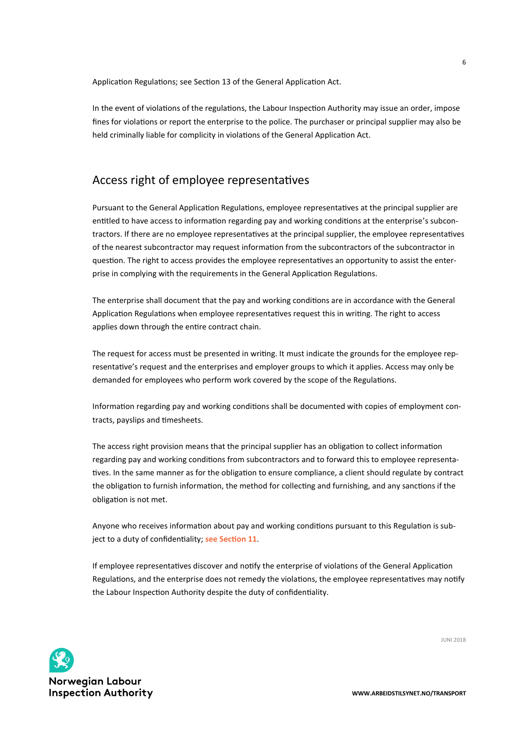Application Regulations; see Section 13 of the General Application Act.

In the event of violations of the regulations, the Labour Inspection Authority may issue an order, impose fines for violations or report the enterprise to the police. The purchaser or principal supplier may also be held criminally liable for complicity in violations of the General Application Act.

## Access right of employee representatives

Pursuant to the General Application Regulations, employee representatives at the principal supplier are entitled to have access to information regarding pay and working conditions at the enterprise's subcontractors. If there are no employee representatives at the principal supplier, the employee representatives of the nearest subcontractor may request information from the subcontractors of the subcontractor in question. The right to access provides the employee representatives an opportunity to assist the enterprise in complying with the requirements in the General Application Regulations.

The enterprise shall document that the pay and working conditions are in accordance with the General Application Regulations when employee representatives request this in writing. The right to access applies down through the entire contract chain.

The request for access must be presented in writing. It must indicate the grounds for the employee representative's request and the enterprises and employer groups to which it applies. Access may only be demanded for employees who perform work covered by the scope of the Regulations.

Information regarding pay and working conditions shall be documented with copies of employment contracts, payslips and timesheets.

The access right provision means that the principal supplier has an obligation to collect information regarding pay and working conditions from subcontractors and to forward this to employee representatives. In the same manner as for the obligation to ensure compliance, a client should regulate by contract the obligation to furnish information, the method for collecting and furnishing, and any sanctions if the obligation is not met.

Anyone who receives information about pay and working conditions pursuant to this Regulation is subject to a duty of confidentiality; see Section 11.

If employee representatives discover and notify the enterprise of violations of the General Application Regulations, and the enterprise does not remedy the violations, the employee representatives may notify the Labour Inspection Authority despite the duty of confidentiality.